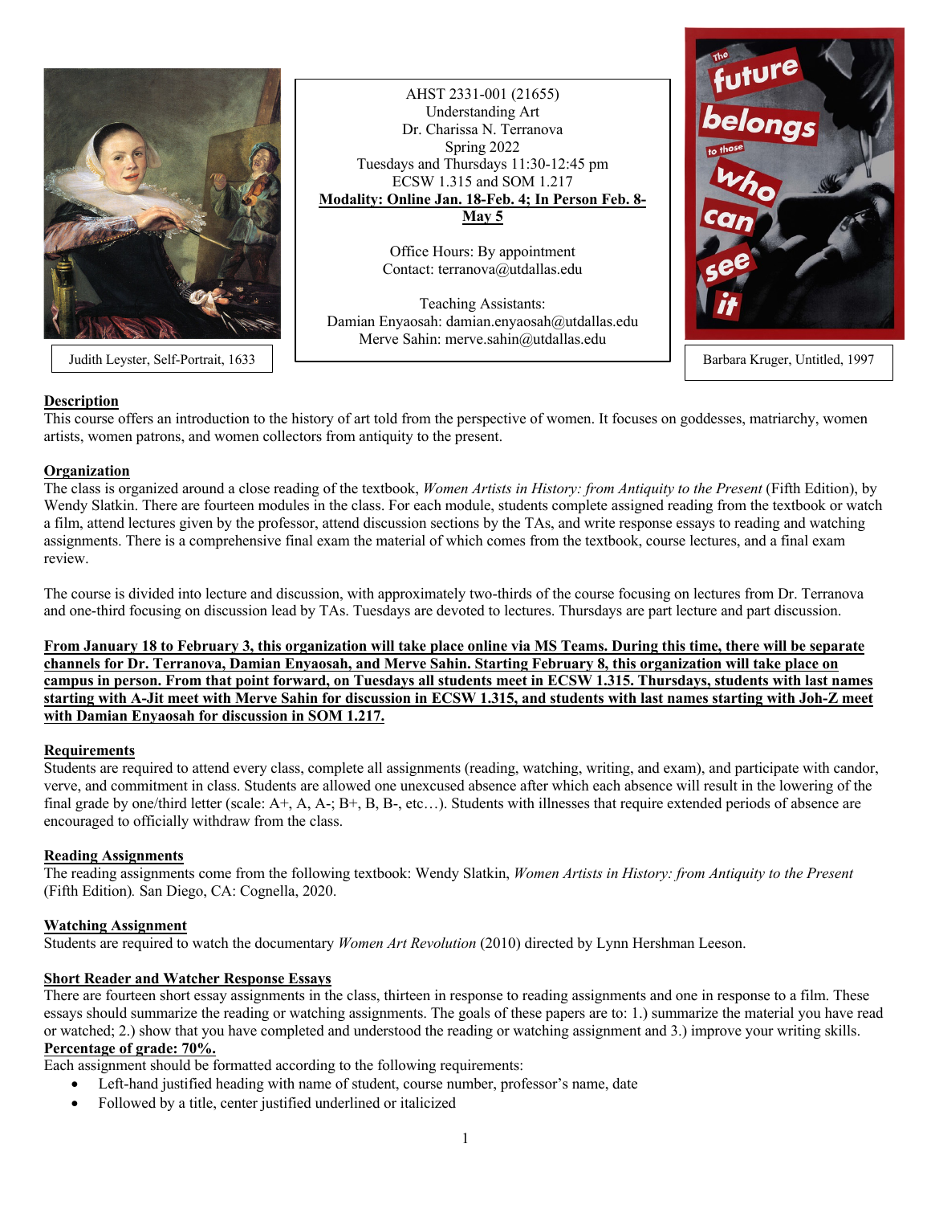Judith Leyster, Self-Portrait, 1633

AHST 2331-001 (21655)
Understanding Art
Dr. Charissa N. Terranova
Spring 2022
Tuesdays and Thursdays 11:30-12:45 pm
ECSW 1.315 and SOM 1.217
**Modality: Online Jan. 18-Feb. 4; In Person Feb. 8-May 5**

Office Hours: By appointment
Contact: terranova@utdallas.edu

Teaching Assistants:
Damian Enyaosah: damian.enyaosah@utdallas.edu
Merve Sahin: merve.sahin@utdallas.edu

Barbara Kruger, Untitled, 1997

## Description

This course offers an introduction to the history of art told from the perspective of women. It focuses on goddesses, matriarchy, women artists, women patrons, and women collectors from antiquity to the present.

## Organization

The class is organized around a close reading of the textbook, *Women Artists in History: from Antiquity to the Present* (Fifth Edition), by Wendy Slatkin. There are fourteen modules in the class. For each module, students complete assigned reading from the textbook or watch a film, attend lectures given by the professor, attend discussion sections by the TAs, and write response essays to reading and watching assignments. There is a comprehensive final exam the material of which comes from the textbook, course lectures, and a final exam review.

The course is divided into lecture and discussion, with approximately two-thirds of the course focusing on lectures from Dr. Terranova and one-third focusing on discussion lead by TAs. Tuesdays are devoted to lectures. Thursdays are part lecture and part discussion.

**From January 18 to February 3, this organization will take place online via MS Teams. During this time, there will be separate channels for Dr. Terranova, Damian Enyaosah, and Merve Sahin. Starting February 8, this organization will take place on campus in person. From that point forward, on Tuesdays all students meet in ECSW 1.315. Thursdays, students with last names starting with A-Jit meet with Merve Sahin for discussion in ECSW 1.315, and students with last names starting with Joh-Z meet with Damian Enyaosah for discussion in SOM 1.217.**

## Requirements

Students are required to attend every class, complete all assignments (reading, watching, writing, and exam), and participate with candor, verve, and commitment in class. Students are allowed one unexcused absence after which each absence will result in the lowering of the final grade by one/third letter (scale: A+, A, A-; B+, B, B-, etc…). Students with illnesses that require extended periods of absence are encouraged to officially withdraw from the class.

## Reading Assignments

The reading assignments come from the following textbook: Wendy Slatkin, *Women Artists in History: from Antiquity to the Present* (Fifth Edition). San Diego, CA: Cognella, 2020.

## Watching Assignment

Students are required to watch the documentary *Women Art Revolution* (2010) directed by Lynn Hershman Leeson.

## Short Reader and Watcher Response Essays

There are fourteen short essay assignments in the class, thirteen in response to reading assignments and one in response to a film. These essays should summarize the reading or watching assignments. The goals of these papers are to: 1.) summarize the material you have read or watched; 2.) show that you have completed and understood the reading or watching assignment and 3.) improve your writing skills.
**Percentage of grade: 70%.**
Each assignment should be formatted according to the following requirements:

- Left-hand justified heading with name of student, course number, professor's name, date
- Followed by a title, center justified underlined or italicized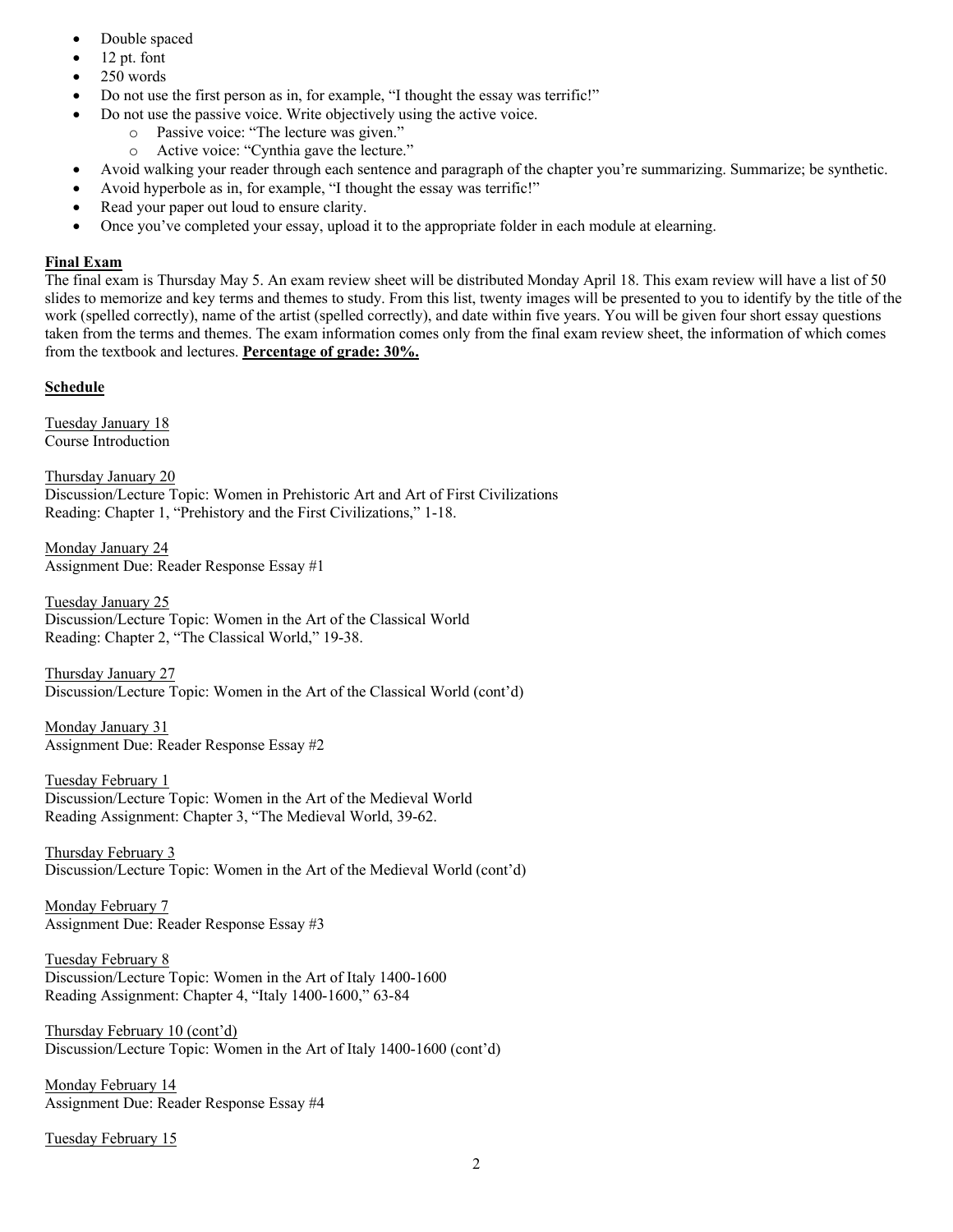- Double spaced
- 12 pt. font
- 250 words
- Do not use the first person as in, for example, "I thought the essay was terrific!"
- Do not use the passive voice. Write objectively using the active voice.
    - Passive voice: "The lecture was given."
    - Active voice: "Cynthia gave the lecture."
- Avoid walking your reader through each sentence and paragraph of the chapter you're summarizing. Summarize; be synthetic.
- Avoid hyperbole as in, for example, "I thought the essay was terrific!"
- Read your paper out loud to ensure clarity.
- Once you've completed your essay, upload it to the appropriate folder in each module at elearning.

**Final Exam**

The final exam is Thursday May 5. An exam review sheet will be distributed Monday April 18. This exam review will have a list of 50 slides to memorize and key terms and themes to study. From this list, twenty images will be presented to you to identify by the title of the work (spelled correctly), name of the artist (spelled correctly), and date within five years. You will be given four short essay questions taken from the terms and themes. The exam information comes only from the final exam review sheet, the information of which comes from the textbook and lectures. **Percentage of grade: 30%.**

**Schedule**

Tuesday January 18
Course Introduction

Thursday January 20
Discussion/Lecture Topic: Women in Prehistoric Art and Art of First Civilizations
Reading: Chapter 1, "Prehistory and the First Civilizations," 1-18.

Monday January 24
Assignment Due: Reader Response Essay #1

Tuesday January 25
Discussion/Lecture Topic: Women in the Art of the Classical World
Reading: Chapter 2, "The Classical World," 19-38.

Thursday January 27
Discussion/Lecture Topic: Women in the Art of the Classical World (cont'd)

Monday January 31
Assignment Due: Reader Response Essay #2

Tuesday February 1
Discussion/Lecture Topic: Women in the Art of the Medieval World
Reading Assignment: Chapter 3, "The Medieval World, 39-62.

Thursday February 3
Discussion/Lecture Topic: Women in the Art of the Medieval World (cont'd)

Monday February 7
Assignment Due: Reader Response Essay #3

Tuesday February 8
Discussion/Lecture Topic: Women in the Art of Italy 1400-1600
Reading Assignment: Chapter 4, "Italy 1400-1600," 63-84

Thursday February 10 (cont'd)
Discussion/Lecture Topic: Women in the Art of Italy 1400-1600 (cont'd)

Monday February 14
Assignment Due: Reader Response Essay #4

Tuesday February 15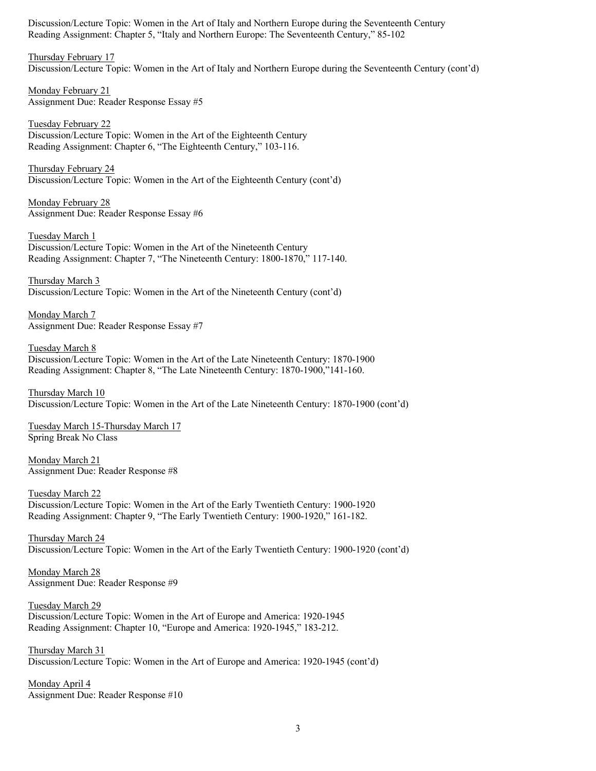Discussion/Lecture Topic: Women in the Art of Italy and Northern Europe during the Seventeenth Century
Reading Assignment: Chapter 5, "Italy and Northern Europe: The Seventeenth Century," 85-102

<u>Thursday February 17</u>
Discussion/Lecture Topic: Women in the Art of Italy and Northern Europe during the Seventeenth Century (cont'd)

<u>Monday February 21</u>
Assignment Due: Reader Response Essay #5

<u>Tuesday February 22</u>
Discussion/Lecture Topic: Women in the Art of the Eighteenth Century
Reading Assignment: Chapter 6, "The Eighteenth Century," 103-116.

<u>Thursday February 24</u>
Discussion/Lecture Topic: Women in the Art of the Eighteenth Century (cont'd)

<u>Monday February 28</u>
Assignment Due: Reader Response Essay #6

<u>Tuesday March 1</u>
Discussion/Lecture Topic: Women in the Art of the Nineteenth Century
Reading Assignment: Chapter 7, "The Nineteenth Century: 1800-1870," 117-140.

<u>Thursday March 3</u>
Discussion/Lecture Topic: Women in the Art of the Nineteenth Century (cont'd)

<u>Monday March 7</u>
Assignment Due: Reader Response Essay #7

<u>Tuesday March 8</u>
Discussion/Lecture Topic: Women in the Art of the Late Nineteenth Century: 1870-1900
Reading Assignment: Chapter 8, "The Late Nineteenth Century: 1870-1900,"141-160.

<u>Thursday March 10</u>
Discussion/Lecture Topic: Women in the Art of the Late Nineteenth Century: 1870-1900 (cont'd)

<u>Tuesday March 15-Thursday March 17</u>
Spring Break No Class

<u>Monday March 21</u>
Assignment Due: Reader Response #8

<u>Tuesday March 22</u>
Discussion/Lecture Topic: Women in the Art of the Early Twentieth Century: 1900-1920
Reading Assignment: Chapter 9, "The Early Twentieth Century: 1900-1920," 161-182.

<u>Thursday March 24</u>
Discussion/Lecture Topic: Women in the Art of the Early Twentieth Century: 1900-1920 (cont'd)

<u>Monday March 28</u>
Assignment Due: Reader Response #9

<u>Tuesday March 29</u>
Discussion/Lecture Topic: Women in the Art of Europe and America: 1920-1945
Reading Assignment: Chapter 10, "Europe and America: 1920-1945," 183-212.

<u>Thursday March 31</u>
Discussion/Lecture Topic: Women in the Art of Europe and America: 1920-1945 (cont'd)

<u>Monday April 4</u>
Assignment Due: Reader Response #10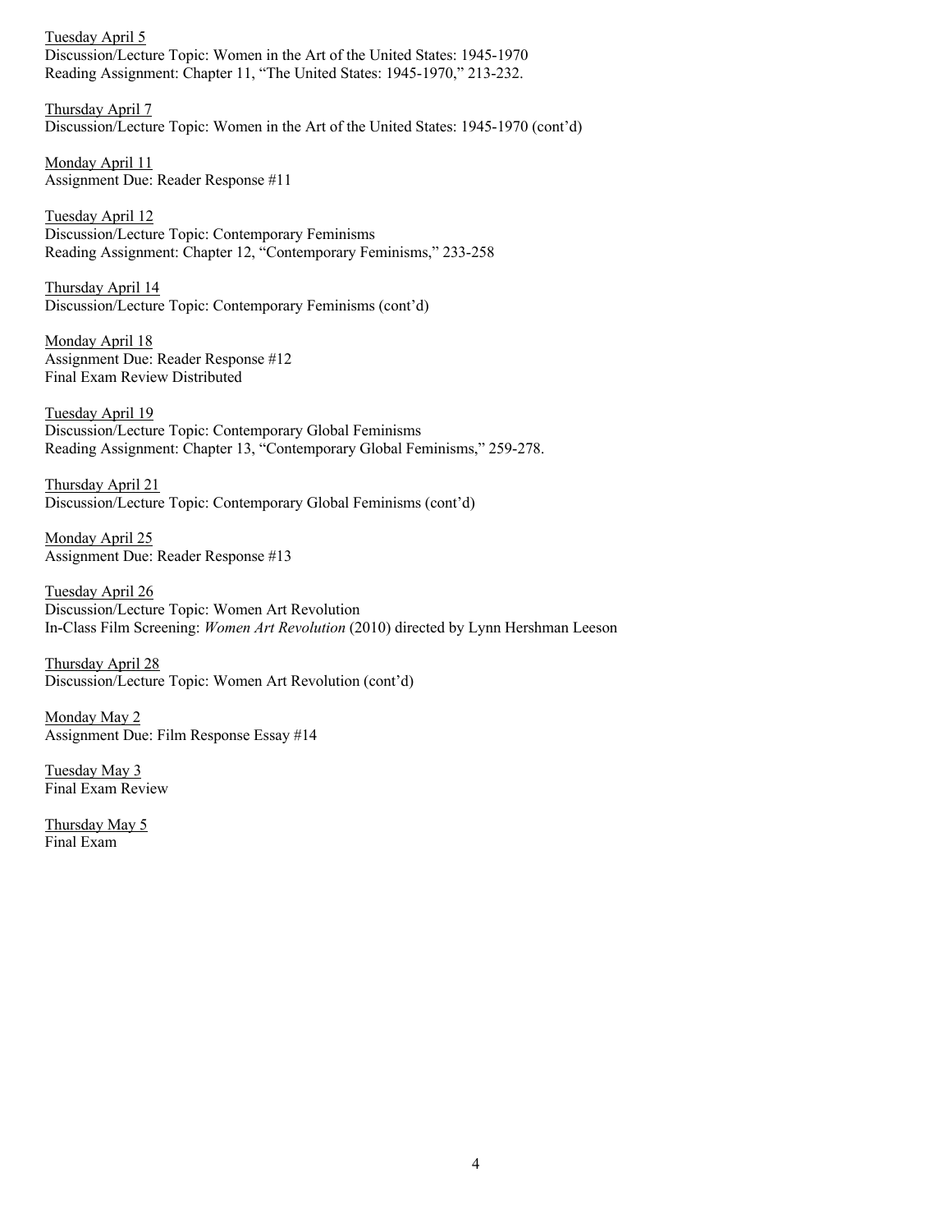<u>Tuesday April 5</u>
Discussion/Lecture Topic: Women in the Art of the United States: 1945-1970
Reading Assignment: Chapter 11, "The United States: 1945-1970," 213-232.

<u>Thursday April 7</u>
Discussion/Lecture Topic: Women in the Art of the United States: 1945-1970 (cont'd)

<u>Monday April 11</u>
Assignment Due: Reader Response #11

<u>Tuesday April 12</u>
Discussion/Lecture Topic: Contemporary Feminisms
Reading Assignment: Chapter 12, "Contemporary Feminisms," 233-258

<u>Thursday April 14</u>
Discussion/Lecture Topic: Contemporary Feminisms (cont'd)

<u>Monday April 18</u>
Assignment Due: Reader Response #12
Final Exam Review Distributed

<u>Tuesday April 19</u>
Discussion/Lecture Topic: Contemporary Global Feminisms
Reading Assignment: Chapter 13, "Contemporary Global Feminisms," 259-278.

<u>Thursday April 21</u>
Discussion/Lecture Topic: Contemporary Global Feminisms (cont'd)

<u>Monday April 25</u>
Assignment Due: Reader Response #13

<u>Tuesday April 26</u>
Discussion/Lecture Topic: Women Art Revolution
In-Class Film Screening: *Women Art Revolution* (2010) directed by Lynn Hershman Leeson

<u>Thursday April 28</u>
Discussion/Lecture Topic: Women Art Revolution (cont'd)

<u>Monday May 2</u>
Assignment Due: Film Response Essay #14

<u>Tuesday May 3</u>
Final Exam Review

<u>Thursday May 5</u>
Final Exam